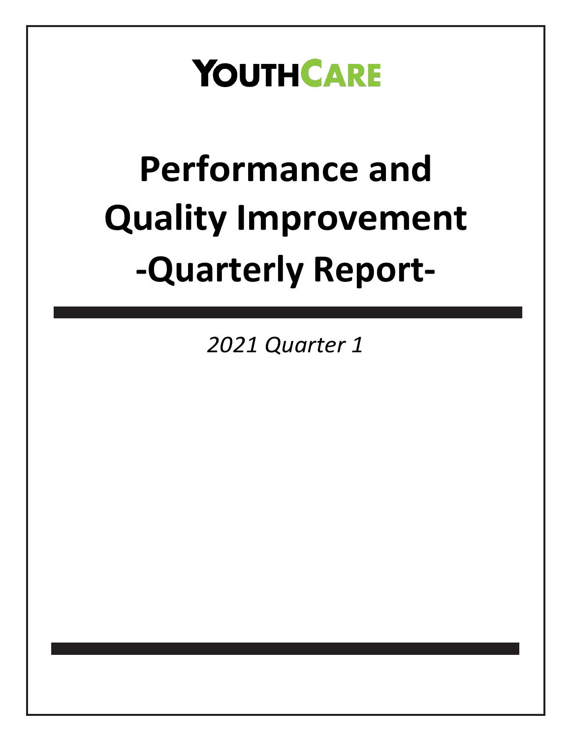# YouthCare

# Performance and Quality Improvement -Quarterly Report-

*2021 Quarter 1*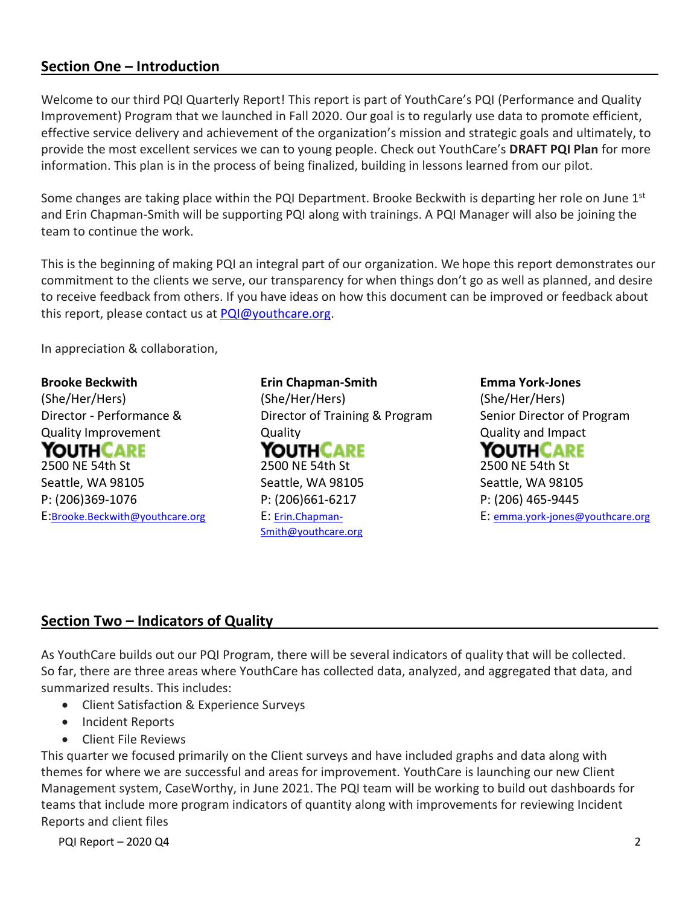## Section One – Introduction

Welcome to our third PQI Quarterly Report! This report is part of YouthCare's PQI (Performance and Quality Improvement) Program that we launched in Fall 2020. Our goal is to regularly use data to promote efficient, effective service delivery and achievement of the organization's mission and strategic goals and ultimately, to provide the most excellent services we can to young people. Check out YouthCare's **DRAFT PQI Plan** for more information. This plan is in the process of being finalized, building in lessons learned from our pilot.

Some changes are taking place within the PQI Department. Brooke Beckwith is departing her role on June 1st and Erin Chapman-Smith will be supporting PQI along with trainings. A PQI Manager will also be joining the team to continue the work.

This is the beginning of making PQI an integral part of our organization. We hope this report demonstrates our commitment to the clients we serve, our transparency for when things don't go as well as planned, and desire to receive feedback from others. If you have ideas on how this document can be improved or feedback about this report, please contact us at PQI@youthcare.org.

In appreciation & collaboration,

**Brooke Beckwith**
(She/Her/Hers)
Director - Performance & Quality Improvement
YOUTHCARE
2500 NE 54th St
Seattle, WA 98105
P: (206)369-1076
E: Brooke.Beckwith@youthcare.org

**Erin Chapman-Smith**
(She/Her/Hers)
Director of Training & Program Quality
YOUTHCARE
2500 NE 54th St
Seattle, WA 98105
P: (206)661-6217
E: Erin.Chapman-Smith@youthcare.org

**Emma York-Jones**
(She/Her/Hers)
Senior Director of Program Quality and Impact
YOUTHCARE
2500 NE 54th St
Seattle, WA 98105
P: (206) 465-9445
E: emma.york-jones@youthcare.org

## Section Two – Indicators of Quality

As YouthCare builds out our PQI Program, there will be several indicators of quality that will be collected. So far, there are three areas where YouthCare has collected data, analyzed, and aggregated that data, and summarized results. This includes:

- Client Satisfaction & Experience Surveys
- Incident Reports
- Client File Reviews

This quarter we focused primarily on the Client surveys and have included graphs and data along with themes for where we are successful and areas for improvement. YouthCare is launching our new Client Management system, CaseWorthy, in June 2021. The PQI team will be working to build out dashboards for teams that include more program indicators of quantity along with improvements for reviewing Incident Reports and client files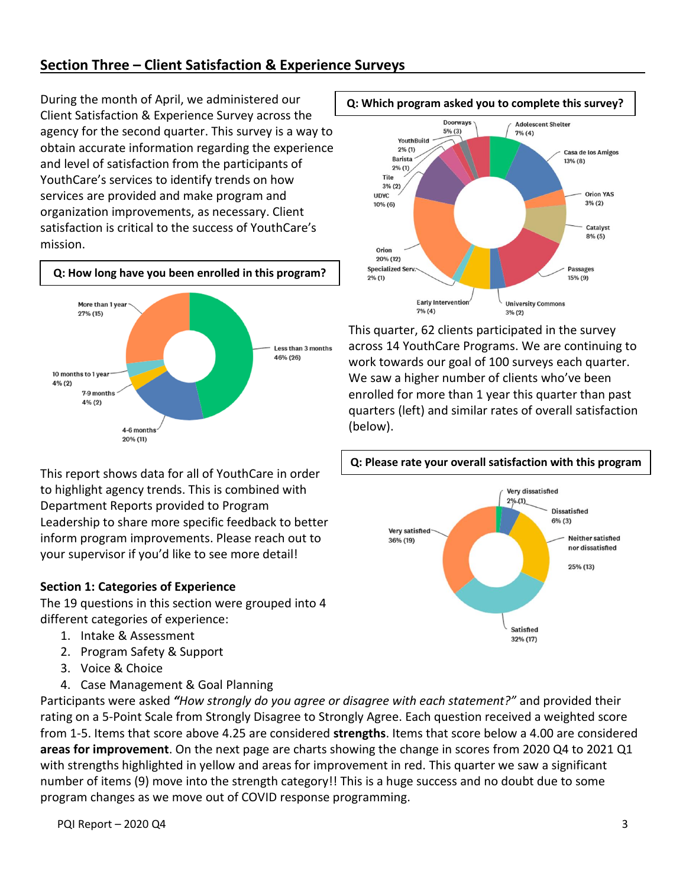## Section Three – Client Satisfaction & Experience Surveys

During the month of April, we administered our Client Satisfaction & Experience Survey across the agency for the second quarter. This survey is a way to obtain accurate information regarding the experience and level of satisfaction from the participants of YouthCare's services to identify trends on how services are provided and make program and organization improvements, as necessary. Client satisfaction is critical to the success of YouthCare's mission.

**Q: Which program asked you to complete this survey?**

| Program | Percent (n) |
|---|---|
| Adolescent Shelter | 7% (4) |
| Casa de los Amigos | 13% (8) |
| Orion YAS | 3% (2) |
| Catalyst | 8% (5) |
| Passages | 15% (9) |
| University Commons | 3% (2) |
| Early Intervention | 7% (4) |
| Specialized Serv. | 2% (1) |
| Orion | 20% (12) |
| UDYC | 10% (6) |
| Tile | 3% (2) |
| Barista | 2% (1) |
| YouthBuild | 2% (1) |
| Doorways | 5% (3) |

**Q: How long have you been enrolled in this program?**

| Length of enrollment | Percent (n) |
|---|---|
| Less than 3 months | 46% (26) |
| 4-6 months | 20% (11) |
| 7-9 months | 4% (2) |
| 10 months to 1 year | 4% (2) |
| More than 1 year | 27% (15) |

This quarter, 62 clients participated in the survey across 14 YouthCare Programs. We are continuing to work towards our goal of 100 surveys each quarter. We saw a higher number of clients who've been enrolled for more than 1 year this quarter than past quarters (left) and similar rates of overall satisfaction (below).

**Q: Please rate your overall satisfaction with this program**

| Rating | Percent (n) |
|---|---|
| Very dissatisfied | 2% (1) |
| Dissatisfied | 6% (3) |
| Neither satisfied nor dissatisfied | 25% (13) |
| Satisfied | 32% (17) |
| Very satisfied | 36% (19) |

This report shows data for all of YouthCare in order to highlight agency trends. This is combined with Department Reports provided to Program Leadership to share more specific feedback to better inform program improvements. Please reach out to your supervisor if you'd like to see more detail!

**Section 1: Categories of Experience**

The 19 questions in this section were grouped into 4 different categories of experience:

1. Intake & Assessment
2. Program Safety & Support
3. Voice & Choice
4. Case Management & Goal Planning

Participants were asked ***"How strongly do you agree or disagree with each statement?"*** and provided their rating on a 5-Point Scale from Strongly Disagree to Strongly Agree. Each question received a weighted score from 1-5. Items that score above 4.25 are considered **strengths**. Items that score below a 4.00 are considered **areas for improvement**. On the next page are charts showing the change in scores from 2020 Q4 to 2021 Q1 with strengths highlighted in yellow and areas for improvement in red. This quarter we saw a significant number of items (9) move into the strength category!! This is a huge success and no doubt due to some program changes as we move out of COVID response programming.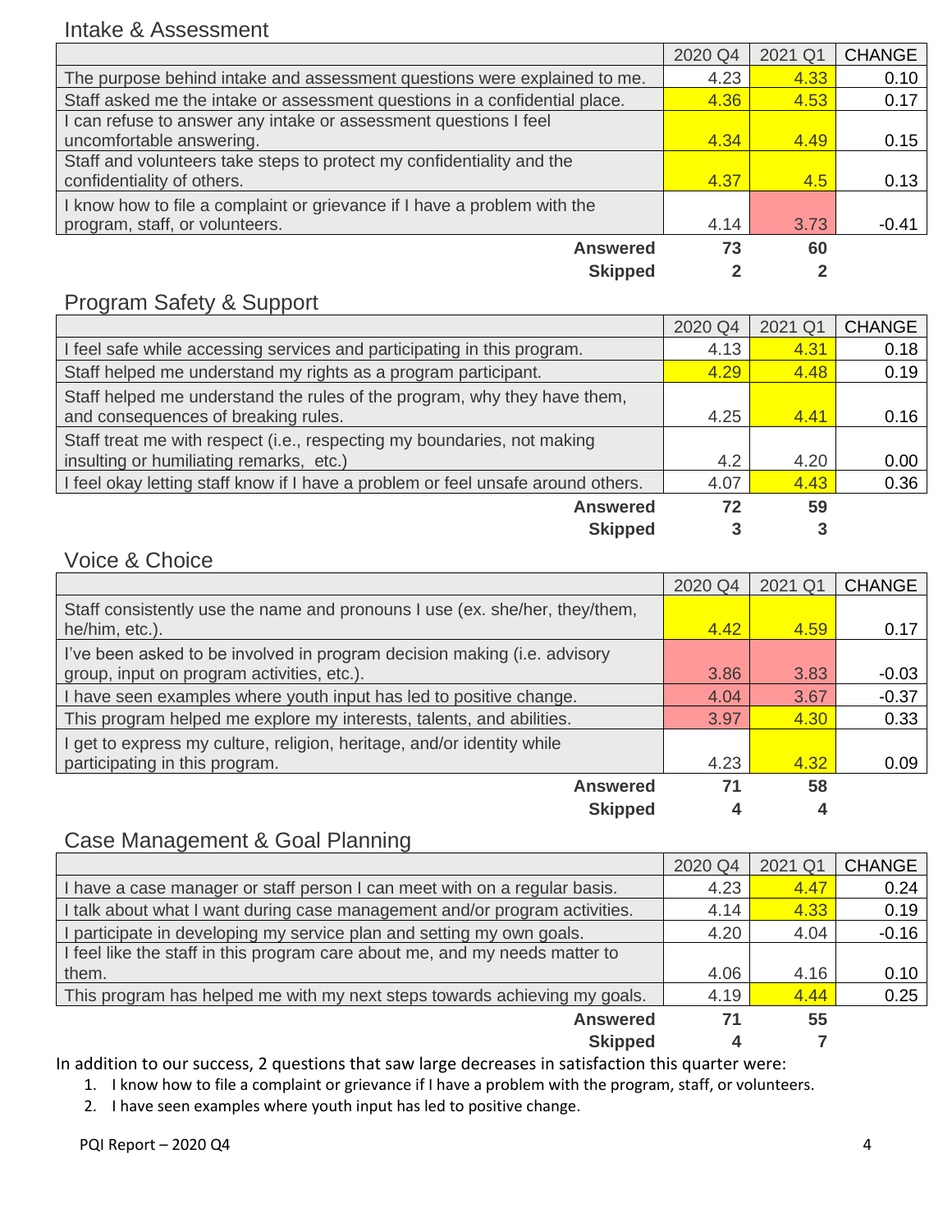## Intake & Assessment

| | 2020 Q4 | 2021 Q1 | CHANGE |
|---|---|---|---|
| The purpose behind intake and assessment questions were explained to me. | 4.23 | 4.33 | 0.10 |
| Staff asked me the intake or assessment questions in a confidential place. | 4.36 | 4.53 | 0.17 |
| I can refuse to answer any intake or assessment questions I feel uncomfortable answering. | 4.34 | 4.49 | 0.15 |
| Staff and volunteers take steps to protect my confidentiality and the confidentiality of others. | 4.37 | 4.5 | 0.13 |
| I know how to file a complaint or grievance if I have a problem with the program, staff, or volunteers. | 4.14 | 3.73 | -0.41 |
| **Answered** | **73** | **60** | |
| **Skipped** | **2** | **2** | |

## Program Safety & Support

| | 2020 Q4 | 2021 Q1 | CHANGE |
|---|---|---|---|
| I feel safe while accessing services and participating in this program. | 4.13 | 4.31 | 0.18 |
| Staff helped me understand my rights as a program participant. | 4.29 | 4.48 | 0.19 |
| Staff helped me understand the rules of the program, why they have them, and consequences of breaking rules. | 4.25 | 4.41 | 0.16 |
| Staff treat me with respect (i.e., respecting my boundaries, not making insulting or humiliating remarks, etc.) | 4.2 | 4.20 | 0.00 |
| I feel okay letting staff know if I have a problem or feel unsafe around others. | 4.07 | 4.43 | 0.36 |
| **Answered** | **72** | **59** | |
| **Skipped** | **3** | **3** | |

## Voice & Choice

| | 2020 Q4 | 2021 Q1 | CHANGE |
|---|---|---|---|
| Staff consistently use the name and pronouns I use (ex. she/her, they/them, he/him, etc.). | 4.42 | 4.59 | 0.17 |
| I've been asked to be involved in program decision making (i.e. advisory group, input on program activities, etc.). | 3.86 | 3.83 | -0.03 |
| I have seen examples where youth input has led to positive change. | 4.04 | 3.67 | -0.37 |
| This program helped me explore my interests, talents, and abilities. | 3.97 | 4.30 | 0.33 |
| I get to express my culture, religion, heritage, and/or identity while participating in this program. | 4.23 | 4.32 | 0.09 |
| **Answered** | **71** | **58** | |
| **Skipped** | **4** | **4** | |

## Case Management & Goal Planning

| | 2020 Q4 | 2021 Q1 | CHANGE |
|---|---|---|---|
| I have a case manager or staff person I can meet with on a regular basis. | 4.23 | 4.47 | 0.24 |
| I talk about what I want during case management and/or program activities. | 4.14 | 4.33 | 0.19 |
| I participate in developing my service plan and setting my own goals. | 4.20 | 4.04 | -0.16 |
| I feel like the staff in this program care about me, and my needs matter to them. | 4.06 | 4.16 | 0.10 |
| This program has helped me with my next steps towards achieving my goals. | 4.19 | 4.44 | 0.25 |
| **Answered** | **71** | **55** | |
| **Skipped** | **4** | **7** | |

In addition to our success, 2 questions that saw large decreases in satisfaction this quarter were:

1. I know how to file a complaint or grievance if I have a problem with the program, staff, or volunteers.
2. I have seen examples where youth input has led to positive change.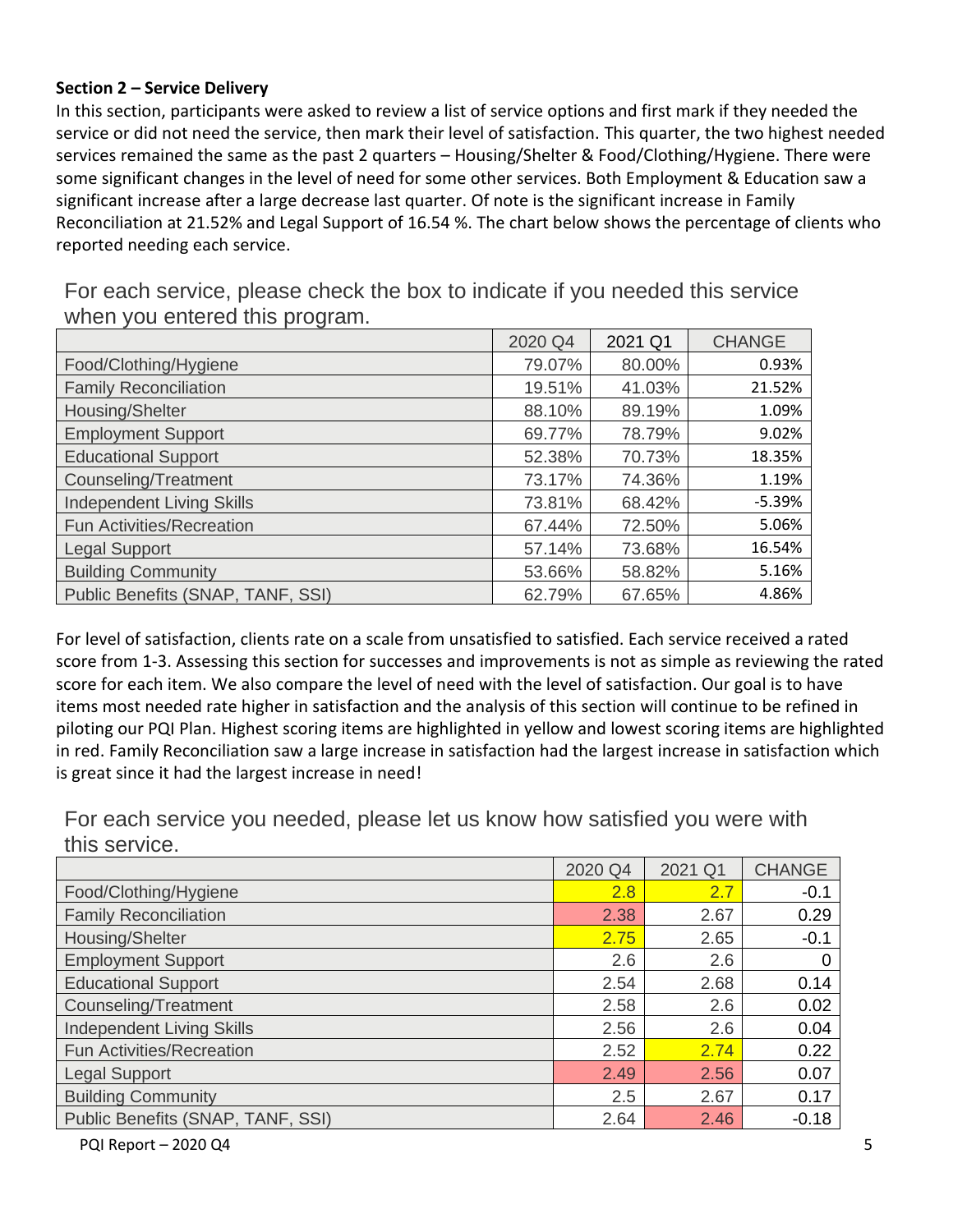**Section 2 – Service Delivery**

In this section, participants were asked to review a list of service options and first mark if they needed the service or did not need the service, then mark their level of satisfaction. This quarter, the two highest needed services remained the same as the past 2 quarters – Housing/Shelter & Food/Clothing/Hygiene. There were some significant changes in the level of need for some other services. Both Employment & Education saw a significant increase after a large decrease last quarter. Of note is the significant increase in Family Reconciliation at 21.52% and Legal Support of 16.54 %. The chart below shows the percentage of clients who reported needing each service.

For each service, please check the box to indicate if you needed this service when you entered this program.

| | 2020 Q4 | 2021 Q1 | CHANGE |
|---|---|---|---|
| Food/Clothing/Hygiene | 79.07% | 80.00% | 0.93% |
| Family Reconciliation | 19.51% | 41.03% | 21.52% |
| Housing/Shelter | 88.10% | 89.19% | 1.09% |
| Employment Support | 69.77% | 78.79% | 9.02% |
| Educational Support | 52.38% | 70.73% | 18.35% |
| Counseling/Treatment | 73.17% | 74.36% | 1.19% |
| Independent Living Skills | 73.81% | 68.42% | -5.39% |
| Fun Activities/Recreation | 67.44% | 72.50% | 5.06% |
| Legal Support | 57.14% | 73.68% | 16.54% |
| Building Community | 53.66% | 58.82% | 5.16% |
| Public Benefits (SNAP, TANF, SSI) | 62.79% | 67.65% | 4.86% |

For level of satisfaction, clients rate on a scale from unsatisfied to satisfied. Each service received a rated score from 1-3. Assessing this section for successes and improvements is not as simple as reviewing the rated score for each item. We also compare the level of need with the level of satisfaction. Our goal is to have items most needed rate higher in satisfaction and the analysis of this section will continue to be refined in piloting our PQI Plan. Highest scoring items are highlighted in yellow and lowest scoring items are highlighted in red. Family Reconciliation saw a large increase in satisfaction had the largest increase in satisfaction which is great since it had the largest increase in need!

For each service you needed, please let us know how satisfied you were with this service.

| | 2020 Q4 | 2021 Q1 | CHANGE |
|---|---|---|---|
| Food/Clothing/Hygiene | 2.8 | 2.7 | -0.1 |
| Family Reconciliation | 2.38 | 2.67 | 0.29 |
| Housing/Shelter | 2.75 | 2.65 | -0.1 |
| Employment Support | 2.6 | 2.6 | 0 |
| Educational Support | 2.54 | 2.68 | 0.14 |
| Counseling/Treatment | 2.58 | 2.6 | 0.02 |
| Independent Living Skills | 2.56 | 2.6 | 0.04 |
| Fun Activities/Recreation | 2.52 | 2.74 | 0.22 |
| Legal Support | 2.49 | 2.56 | 0.07 |
| Building Community | 2.5 | 2.67 | 0.17 |
| Public Benefits (SNAP, TANF, SSI) | 2.64 | 2.46 | -0.18 |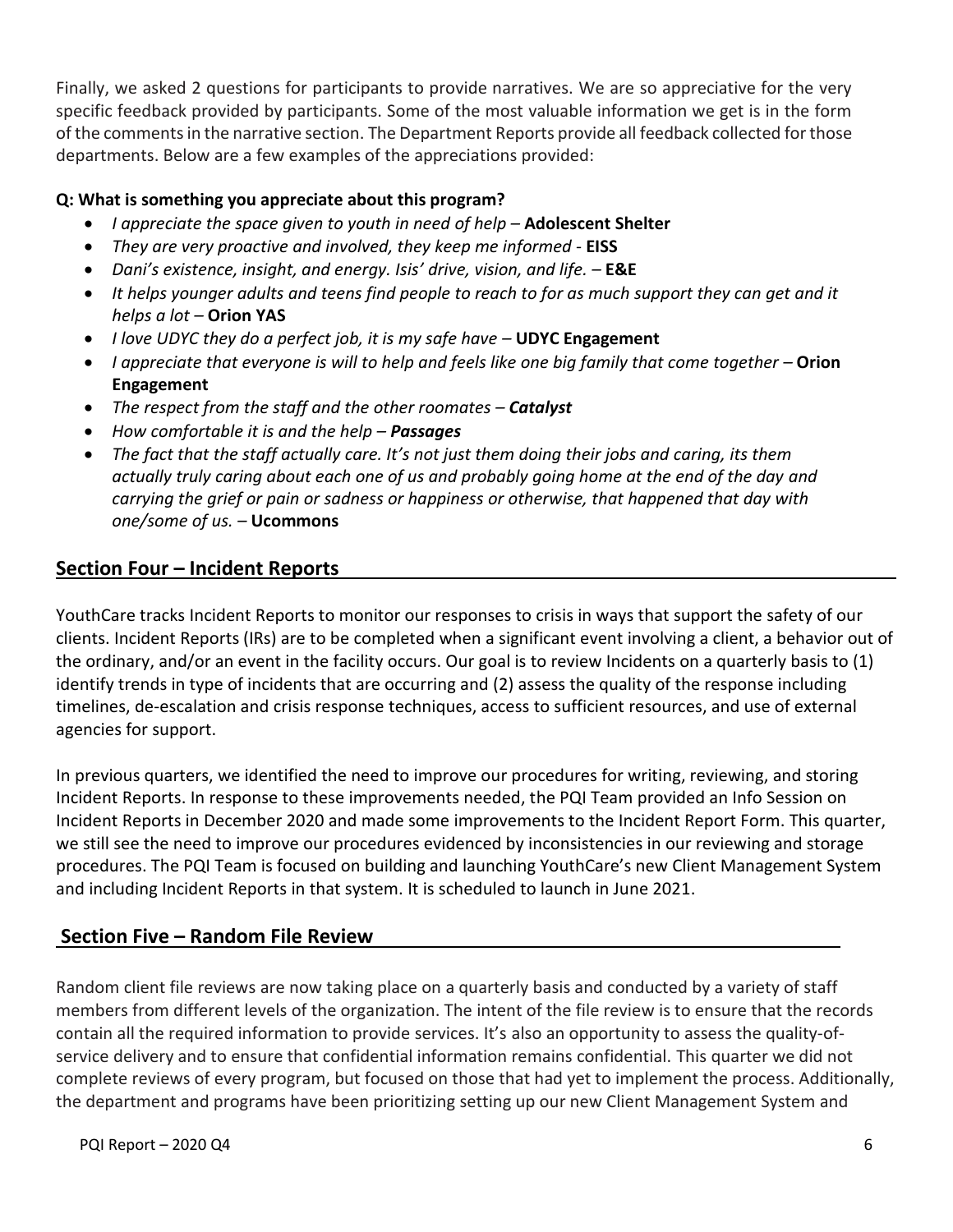Finally, we asked 2 questions for participants to provide narratives. We are so appreciative for the very specific feedback provided by participants. Some of the most valuable information we get is in the form of the comments in the narrative section. The Department Reports provide all feedback collected for those departments. Below are a few examples of the appreciations provided:

**Q: What is something you appreciate about this program?**

- *I appreciate the space given to youth in need of help* – **Adolescent Shelter**
- *They are very proactive and involved, they keep me informed* - **EISS**
- *Dani's existence, insight, and energy. Isis' drive, vision, and life.* – **E&E**
- *It helps younger adults and teens find people to reach to for as much support they can get and it helps a lot* – **Orion YAS**
- *I love UDYC they do a perfect job, it is my safe have* – **UDYC Engagement**
- *I appreciate that everyone is will to help and feels like one big family that come together* – **Orion Engagement**
- *The respect from the staff and the other roomates* – ***Catalyst***
- *How comfortable it is and the help* – ***Passages***
- *The fact that the staff actually care. It's not just them doing their jobs and caring, its them actually truly caring about each one of us and probably going home at the end of the day and carrying the grief or pain or sadness or happiness or otherwise, that happened that day with one/some of us.* – **Ucommons**

## Section Four – Incident Reports

YouthCare tracks Incident Reports to monitor our responses to crisis in ways that support the safety of our clients. Incident Reports (IRs) are to be completed when a significant event involving a client, a behavior out of the ordinary, and/or an event in the facility occurs. Our goal is to review Incidents on a quarterly basis to (1) identify trends in type of incidents that are occurring and (2) assess the quality of the response including timelines, de-escalation and crisis response techniques, access to sufficient resources, and use of external agencies for support.

In previous quarters, we identified the need to improve our procedures for writing, reviewing, and storing Incident Reports. In response to these improvements needed, the PQI Team provided an Info Session on Incident Reports in December 2020 and made some improvements to the Incident Report Form. This quarter, we still see the need to improve our procedures evidenced by inconsistencies in our reviewing and storage procedures. The PQI Team is focused on building and launching YouthCare's new Client Management System and including Incident Reports in that system. It is scheduled to launch in June 2021.

## Section Five – Random File Review

Random client file reviews are now taking place on a quarterly basis and conducted by a variety of staff members from different levels of the organization. The intent of the file review is to ensure that the records contain all the required information to provide services. It's also an opportunity to assess the quality-of-service delivery and to ensure that confidential information remains confidential. This quarter we did not complete reviews of every program, but focused on those that had yet to implement the process. Additionally, the department and programs have been prioritizing setting up our new Client Management System and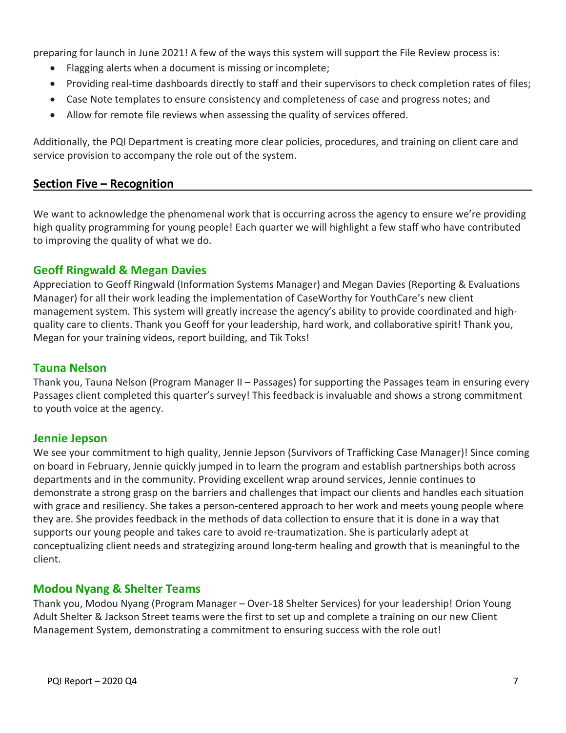preparing for launch in June 2021! A few of the ways this system will support the File Review process is:

- Flagging alerts when a document is missing or incomplete;
- Providing real-time dashboards directly to staff and their supervisors to check completion rates of files;
- Case Note templates to ensure consistency and completeness of case and progress notes; and
- Allow for remote file reviews when assessing the quality of services offered.

Additionally, the PQI Department is creating more clear policies, procedures, and training on client care and service provision to accompany the role out of the system.

## Section Five – Recognition

We want to acknowledge the phenomenal work that is occurring across the agency to ensure we're providing high quality programming for young people! Each quarter we will highlight a few staff who have contributed to improving the quality of what we do.

### Geoff Ringwald & Megan Davies

Appreciation to Geoff Ringwald (Information Systems Manager) and Megan Davies (Reporting & Evaluations Manager) for all their work leading the implementation of CaseWorthy for YouthCare's new client management system. This system will greatly increase the agency's ability to provide coordinated and high-quality care to clients. Thank you Geoff for your leadership, hard work, and collaborative spirit! Thank you, Megan for your training videos, report building, and Tik Toks!

### Tauna Nelson

Thank you, Tauna Nelson (Program Manager II – Passages) for supporting the Passages team in ensuring every Passages client completed this quarter's survey! This feedback is invaluable and shows a strong commitment to youth voice at the agency.

### Jennie Jepson

We see your commitment to high quality, Jennie Jepson (Survivors of Trafficking Case Manager)! Since coming on board in February, Jennie quickly jumped in to learn the program and establish partnerships both across departments and in the community. Providing excellent wrap around services, Jennie continues to demonstrate a strong grasp on the barriers and challenges that impact our clients and handles each situation with grace and resiliency. She takes a person-centered approach to her work and meets young people where they are. She provides feedback in the methods of data collection to ensure that it is done in a way that supports our young people and takes care to avoid re-traumatization. She is particularly adept at conceptualizing client needs and strategizing around long-term healing and growth that is meaningful to the client.

### Modou Nyang & Shelter Teams

Thank you, Modou Nyang (Program Manager – Over-18 Shelter Services) for your leadership! Orion Young Adult Shelter & Jackson Street teams were the first to set up and complete a training on our new Client Management System, demonstrating a commitment to ensuring success with the role out!